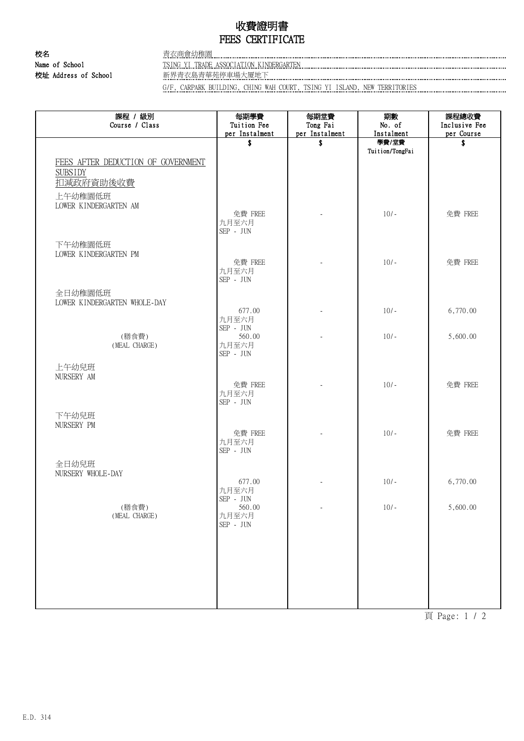# 收費證明書
# FEES CERTIFICATE

**校名** 青衣商會幼稚園

**Name of School** TSING YI TRADE ASSOCIATION KINDERGARTEN

**校址 Address of School** 新界青衣島青華苑停車場大廈地下

G/F, CARPARK BUILDING, CHING WAH COURT, TSING YI ISLAND, NEW TERRITORIES

| 課程 / 級別<br>Course / Class | 每期學費<br>Tuition Fee<br>per Instalment | 每期堂費<br>Tong Fai<br>per Instalment | 期數<br>No. of<br>Instalment | 課程總收費<br>Inclusive Fee<br>per Course |
|---|---|---|---|---|
| | $ | $ | 學費/堂費<br>Tuition/TongFai | $ |
| FEES AFTER DEDUCTION OF GOVERNMENT SUBSIDY<br>扣減政府資助後收費 | | | | |
| 上午幼稚園低班<br>LOWER KINDERGARTEN AM | 免費 FREE<br>九月至六月<br>SEP - JUN | - | 10/- | 免費 FREE |
| 下午幼稚園低班<br>LOWER KINDERGARTEN PM | 免費 FREE<br>九月至六月<br>SEP - JUN | - | 10/- | 免費 FREE |
| 全日幼稚園低班<br>LOWER KINDERGARTEN WHOLE-DAY | 677.00<br>九月至六月<br>SEP - JUN | - | 10/- | 6,770.00 |
| (膳食費)<br>(MEAL CHARGE) | 560.00<br>九月至六月<br>SEP - JUN | - | 10/- | 5,600.00 |
| 上午幼兒班<br>NURSERY AM | 免費 FREE<br>九月至六月<br>SEP - JUN | - | 10/- | 免費 FREE |
| 下午幼兒班<br>NURSERY PM | 免費 FREE<br>九月至六月<br>SEP - JUN | - | 10/- | 免費 FREE |
| 全日幼兒班<br>NURSERY WHOLE-DAY | 677.00<br>九月至六月<br>SEP - JUN | - | 10/- | 6,770.00 |
| (膳食費)<br>(MEAL CHARGE) | 560.00<br>九月至六月<br>SEP - JUN | - | 10/- | 5,600.00 |

E.D. 314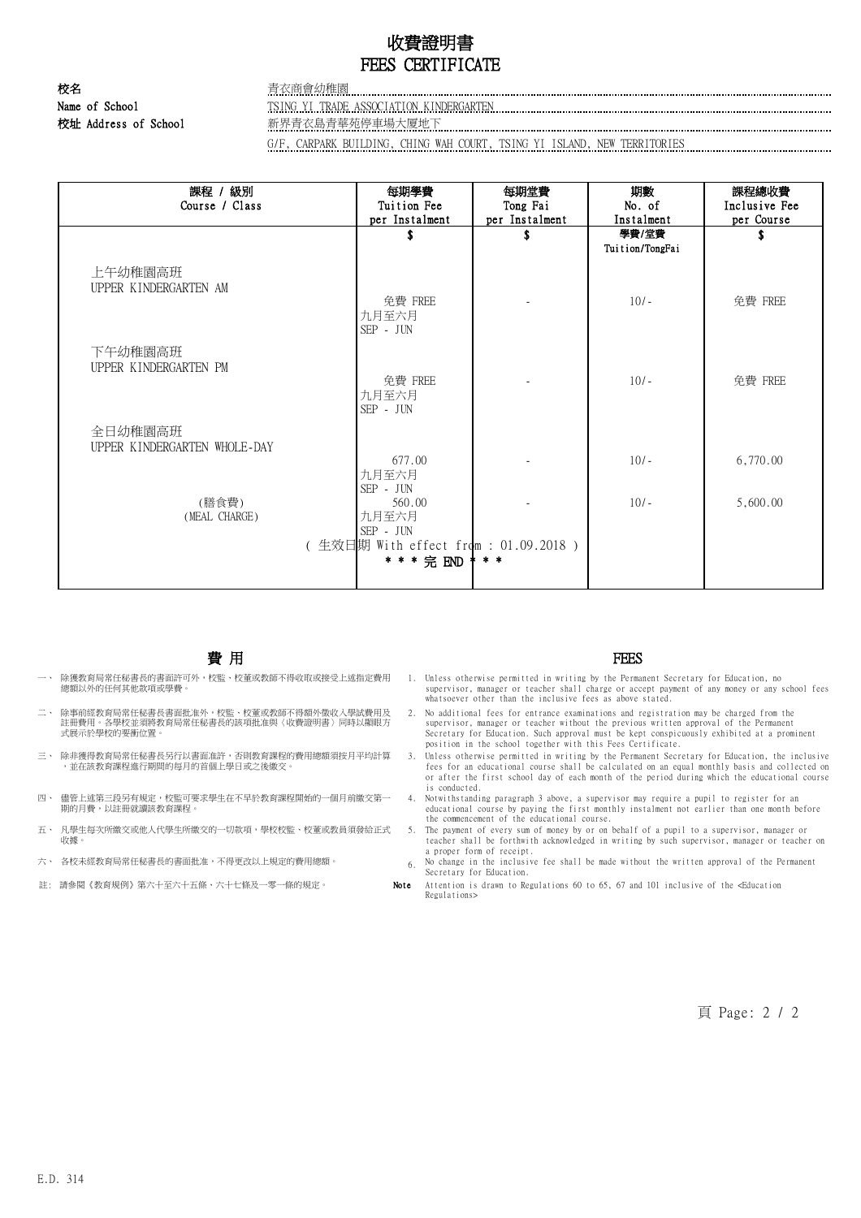# 收費證明書
# FEES CERTIFICATE

**校名** 青衣商會幼稚園
**Name of School** TSING YI TRADE ASSOCIATION KINDERGARTEN
**校址 Address of School** 新界青衣島青華苑停車場大廈地下
G/F, CARPARK BUILDING, CHING WAH COURT, TSING YI ISLAND, NEW TERRITORIES

| 課程 / 級別<br>Course / Class | 每期學費<br>Tuition Fee<br>per Instalment | 每期堂費<br>Tong Fai<br>per Instalment | 期數<br>No. of<br>Instalment | 課程總收費<br>Inclusive Fee<br>per Course |
|---|---|---|---|---|
| | $ | $ | 學費/堂費<br>Tuition/TongFai | $ |
| 上午幼稚園高班<br>UPPER KINDERGARTEN AM | 免費 FREE<br>九月至六月<br>SEP - JUN | - | 10/- | 免費 FREE |
| 下午幼稚園高班<br>UPPER KINDERGARTEN PM | 免費 FREE<br>九月至六月<br>SEP - JUN | - | 10/- | 免費 FREE |
| 全日幼稚園高班<br>UPPER KINDERGARTEN WHOLE-DAY | 677.00<br>九月至六月<br>SEP - JUN | - | 10/- | 6,770.00 |
| (膳食費)<br>(MEAL CHARGE) | 560.00<br>九月至六月<br>SEP - JUN | - | 10/- | 5,600.00 |
| ( 生效日期 With effect from : 01.09.2018 ) | | | | |
| * * * 完 END * * * | | | | |

## 費 用

一、 除獲教育局常任秘書長的書面許可外，校監、校董或教師不得收取或接受上述指定費用總額以外的任何其他款項或學費。

二、 除事前經教育局常任秘書長書面批准外，校監、校董或教師不得額外徵收入學試費用及註冊費用。各學校並須將教育局常任秘書長的該項批准與〈收費證明書〉同時以顯眼方式展示於學校的要衝位置。

三、 除非獲得教育局常任秘書長另行以書面准許，否則教育課程的費用總額須按月平均計算，並在該教育課程進行期間的每月的首個上學日或之後繳交。

四、 儘管上述第三段另有規定，校監可要求學生在不早於教育課程開始的一個月前繳交第一期的月費，以註冊就讀該教育課程。

五、 凡學生每次所繳交或他人代學生所繳交的一切款項，學校校監、校董或教員須發給正式收據。

六、 各校未經教育局常任秘書長的書面批准，不得更改以上規定的費用總額。

註: 請參閱《教育規例》第六十至六十五條、六十七條及一零一條的規定。

## FEES

1. Unless otherwise permitted in writing by the Permanent Secretary for Education, no supervisor, manager or teacher shall charge or accept payment of any money or any school fees whatsoever other than the inclusive fees as above stated.
2. No additional fees for entrance examinations and registration may be charged from the supervisor, manager or teacher without the previous written approval of the Permanent Secretary for Education. Such approval must be kept conspicuously exhibited at a prominent position in the school together with this Fees Certificate.
3. Unless otherwise permitted in writing by the Permanent Secretary for Education, the inclusive fees for an educational course shall be calculated on an equal monthly basis and collected on or after the first school day of each month of the period during which the educational course is conducted.
4. Notwithstanding paragraph 3 above, a supervisor may require a pupil to register for an educational course by paying the first monthly instalment not earlier than one month before the commencement of the educational course.
5. The payment of every sum of money by or on behalf of a pupil to a supervisor, manager or teacher shall be forthwith acknowledged in writing by such supervisor, manager or teacher on a proper form of receipt.
6. No change in the inclusive fee shall be made without the written approval of the Permanent Secretary for Education.

**Note** Attention is drawn to Regulations 60 to 65, 67 and 101 inclusive of the <Education Regulations>

E.D. 314